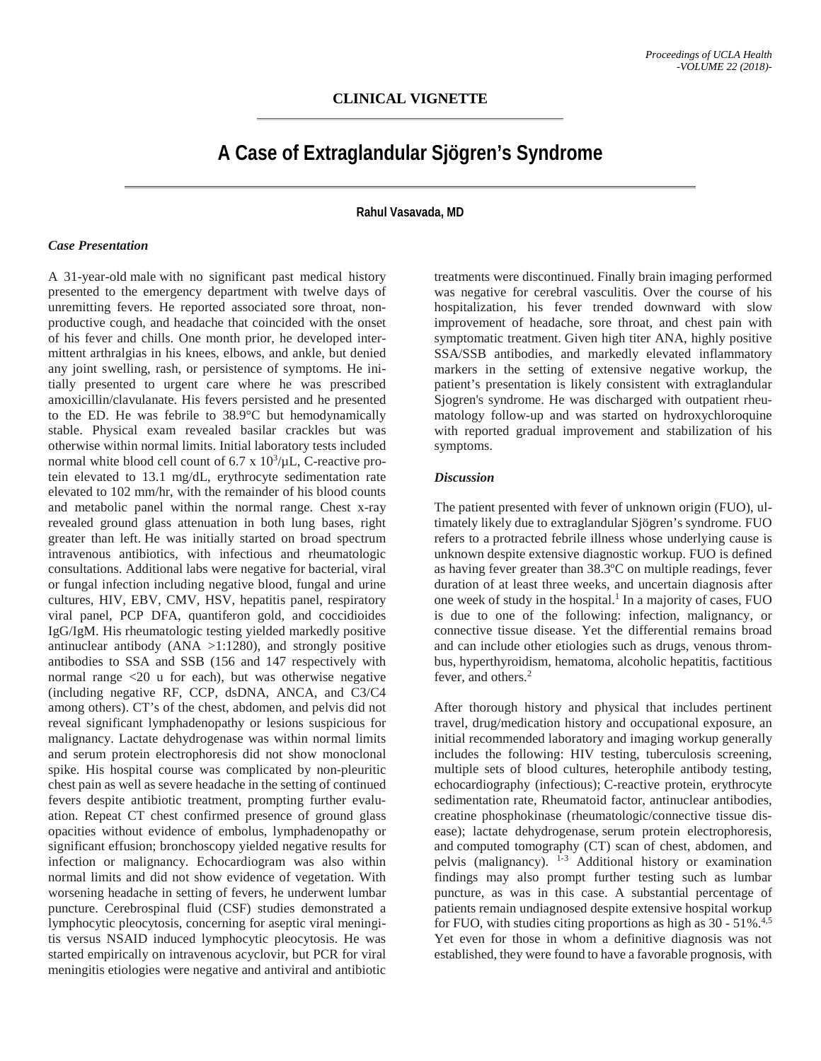## CLINICAL VIGNETTE

# A Case of Extraglandular Sjögren's Syndrome

**Rahul Vasavada, MD**

### *Case Presentation*

A 31-year-old male with no significant past medical history presented to the emergency department with twelve days of unremitting fevers. He reported associated sore throat, non-productive cough, and headache that coincided with the onset of his fever and chills. One month prior, he developed intermittent arthralgias in his knees, elbows, and ankle, but denied any joint swelling, rash, or persistence of symptoms. He initially presented to urgent care where he was prescribed amoxicillin/clavulanate. His fevers persisted and he presented to the ED. He was febrile to 38.9°C but hemodynamically stable. Physical exam revealed basilar crackles but was otherwise within normal limits. Initial laboratory tests included normal white blood cell count of 6.7 x $10^3$/μL, C-reactive protein elevated to 13.1 mg/dL, erythrocyte sedimentation rate elevated to 102 mm/hr, with the remainder of his blood counts and metabolic panel within the normal range. Chest x-ray revealed ground glass attenuation in both lung bases, right greater than left. He was initially started on broad spectrum intravenous antibiotics, with infectious and rheumatologic consultations. Additional labs were negative for bacterial, viral or fungal infection including negative blood, fungal and urine cultures, HIV, EBV, CMV, HSV, hepatitis panel, respiratory viral panel, PCP DFA, quantiferon gold, and coccidioides IgG/IgM. His rheumatologic testing yielded markedly positive antinuclear antibody (ANA >1:1280), and strongly positive antibodies to SSA and SSB (156 and 147 respectively with normal range <20 u for each), but was otherwise negative (including negative RF, CCP, dsDNA, ANCA, and C3/C4 among others). CT's of the chest, abdomen, and pelvis did not reveal significant lymphadenopathy or lesions suspicious for malignancy. Lactate dehydrogenase was within normal limits and serum protein electrophoresis did not show monoclonal spike. His hospital course was complicated by non-pleuritic chest pain as well as severe headache in the setting of continued fevers despite antibiotic treatment, prompting further evaluation. Repeat CT chest confirmed presence of ground glass opacities without evidence of embolus, lymphadenopathy or significant effusion; bronchoscopy yielded negative results for infection or malignancy. Echocardiogram was also within normal limits and did not show evidence of vegetation. With worsening headache in setting of fevers, he underwent lumbar puncture. Cerebrospinal fluid (CSF) studies demonstrated a lymphocytic pleocytosis, concerning for aseptic viral meningitis versus NSAID induced lymphocytic pleocytosis. He was started empirically on intravenous acyclovir, but PCR for viral meningitis etiologies were negative and antiviral and antibiotic treatments were discontinued. Finally brain imaging performed was negative for cerebral vasculitis. Over the course of his hospitalization, his fever trended downward with slow improvement of headache, sore throat, and chest pain with symptomatic treatment. Given high titer ANA, highly positive SSA/SSB antibodies, and markedly elevated inflammatory markers in the setting of extensive negative workup, the patient's presentation is likely consistent with extraglandular Sjogren's syndrome. He was discharged with outpatient rheumatology follow-up and was started on hydroxychloroquine with reported gradual improvement and stabilization of his symptoms.

### *Discussion*

The patient presented with fever of unknown origin (FUO), ultimately likely due to extraglandular Sjögren's syndrome. FUO refers to a protracted febrile illness whose underlying cause is unknown despite extensive diagnostic workup. FUO is defined as having fever greater than 38.3ºC on multiple readings, fever duration of at least three weeks, and uncertain diagnosis after one week of study in the hospital.[1] In a majority of cases, FUO is due to one of the following: infection, malignancy, or connective tissue disease. Yet the differential remains broad and can include other etiologies such as drugs, venous thrombus, hyperthyroidism, hematoma, alcoholic hepatitis, factitious fever, and others.[2]

After thorough history and physical that includes pertinent travel, drug/medication history and occupational exposure, an initial recommended laboratory and imaging workup generally includes the following: HIV testing, tuberculosis screening, multiple sets of blood cultures, heterophile antibody testing, echocardiography (infectious); C-reactive protein, erythrocyte sedimentation rate, Rheumatoid factor, antinuclear antibodies, creatine phosphokinase (rheumatologic/connective tissue disease); lactate dehydrogenase, serum protein electrophoresis, and computed tomography (CT) scan of chest, abdomen, and pelvis (malignancy).[1-3] Additional history or examination findings may also prompt further testing such as lumbar puncture, as was in this case. A substantial percentage of patients remain undiagnosed despite extensive hospital workup for FUO, with studies citing proportions as high as 30 - 51%.[4,5] Yet even for those in whom a definitive diagnosis was not established, they were found to have a favorable prognosis, with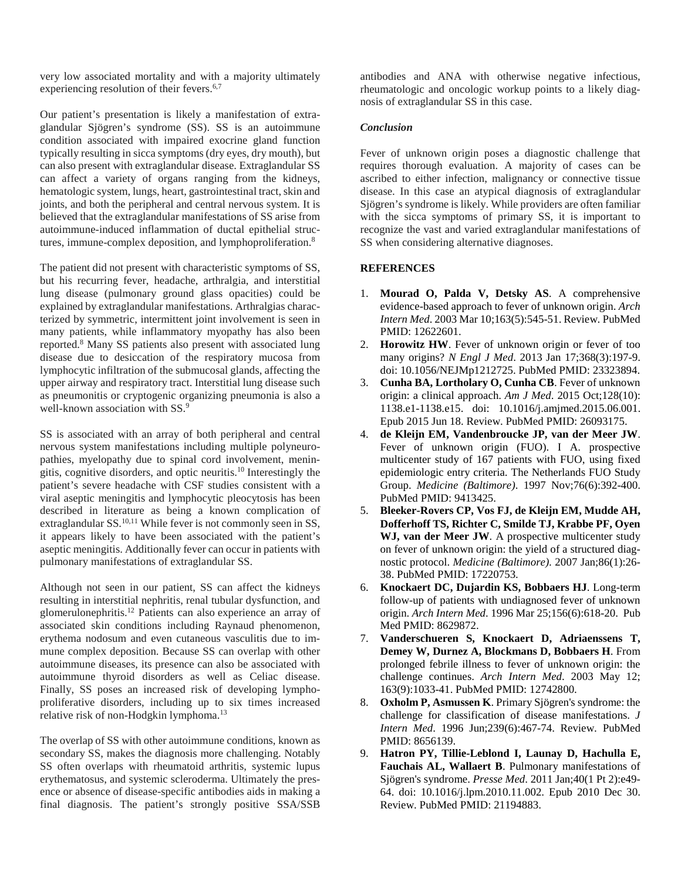very low associated mortality and with a majority ultimately experiencing resolution of their fevers.[6,7]

Our patient's presentation is likely a manifestation of extraglandular Sjögren's syndrome (SS). SS is an autoimmune condition associated with impaired exocrine gland function typically resulting in sicca symptoms (dry eyes, dry mouth), but can also present with extraglandular disease. Extraglandular SS can affect a variety of organs ranging from the kidneys, hematologic system, lungs, heart, gastrointestinal tract, skin and joints, and both the peripheral and central nervous system. It is believed that the extraglandular manifestations of SS arise from autoimmune-induced inflammation of ductal epithelial structures, immune-complex deposition, and lymphoproliferation.[8]

The patient did not present with characteristic symptoms of SS, but his recurring fever, headache, arthralgia, and interstitial lung disease (pulmonary ground glass opacities) could be explained by extraglandular manifestations. Arthralgias characterized by symmetric, intermittent joint involvement is seen in many patients, while inflammatory myopathy has also been reported.[8] Many SS patients also present with associated lung disease due to desiccation of the respiratory mucosa from lymphocytic infiltration of the submucosal glands, affecting the upper airway and respiratory tract. Interstitial lung disease such as pneumonitis or cryptogenic organizing pneumonia is also a well-known association with SS.[9]

SS is associated with an array of both peripheral and central nervous system manifestations including multiple polyneuropathies, myelopathy due to spinal cord involvement, meningitis, cognitive disorders, and optic neuritis.[10] Interestingly the patient's severe headache with CSF studies consistent with a viral aseptic meningitis and lymphocytic pleocytosis has been described in literature as being a known complication of extraglandular SS.[10,11] While fever is not commonly seen in SS, it appears likely to have been associated with the patient's aseptic meningitis. Additionally fever can occur in patients with pulmonary manifestations of extraglandular SS.

Although not seen in our patient, SS can affect the kidneys resulting in interstitial nephritis, renal tubular dysfunction, and glomerulonephritis.[12] Patients can also experience an array of associated skin conditions including Raynaud phenomenon, erythema nodosum and even cutaneous vasculitis due to immune complex deposition. Because SS can overlap with other autoimmune diseases, its presence can also be associated with autoimmune thyroid disorders as well as Celiac disease. Finally, SS poses an increased risk of developing lymphoproliferative disorders, including up to six times increased relative risk of non-Hodgkin lymphoma.[13]

The overlap of SS with other autoimmune conditions, known as secondary SS, makes the diagnosis more challenging. Notably SS often overlaps with rheumatoid arthritis, systemic lupus erythematosus, and systemic scleroderma. Ultimately the presence or absence of disease-specific antibodies aids in making a final diagnosis. The patient's strongly positive SSA/SSB antibodies and ANA with otherwise negative infectious, rheumatologic and oncologic workup points to a likely diagnosis of extraglandular SS in this case.

### *Conclusion*

Fever of unknown origin poses a diagnostic challenge that requires thorough evaluation. A majority of cases can be ascribed to either infection, malignancy or connective tissue disease. In this case an atypical diagnosis of extraglandular Sjögren's syndrome is likely. While providers are often familiar with the sicca symptoms of primary SS, it is important to recognize the vast and varied extraglandular manifestations of SS when considering alternative diagnoses.

### REFERENCES

1. **Mourad O, Palda V, Detsky AS**. A comprehensive evidence-based approach to fever of unknown origin. *Arch Intern Med*. 2003 Mar 10;163(5):545-51. Review. PubMed PMID: 12622601.
2. **Horowitz HW**. Fever of unknown origin or fever of too many origins? *N Engl J Med*. 2013 Jan 17;368(3):197-9. doi: 10.1056/NEJMp1212725. PubMed PMID: 23323894.
3. **Cunha BA, Lortholary O, Cunha CB**. Fever of unknown origin: a clinical approach. *Am J Med*. 2015 Oct;128(10): 1138.e1-1138.e15. doi: 10.1016/j.amjmed.2015.06.001. Epub 2015 Jun 18. Review. PubMed PMID: 26093175.
4. **de Kleijn EM, Vandenbroucke JP, van der Meer JW**. Fever of unknown origin (FUO). I A. prospective multicenter study of 167 patients with FUO, using fixed epidemiologic entry criteria. The Netherlands FUO Study Group. *Medicine (Baltimore)*. 1997 Nov;76(6):392-400. PubMed PMID: 9413425.
5. **Bleeker-Rovers CP, Vos FJ, de Kleijn EM, Mudde AH, Dofferhoff TS, Richter C, Smilde TJ, Krabbe PF, Oyen WJ, van der Meer JW**. A prospective multicenter study on fever of unknown origin: the yield of a structured diagnostic protocol. *Medicine (Baltimore)*. 2007 Jan;86(1):26-38. PubMed PMID: 17220753.
6. **Knockaert DC, Dujardin KS, Bobbaers HJ**. Long-term follow-up of patients with undiagnosed fever of unknown origin. *Arch Intern Med*. 1996 Mar 25;156(6):618-20. Pub Med PMID: 8629872.
7. **Vanderschueren S, Knockaert D, Adriaenssens T, Demey W, Durnez A, Blockmans D, Bobbaers H**. From prolonged febrile illness to fever of unknown origin: the challenge continues. *Arch Intern Med*. 2003 May 12; 163(9):1033-41. PubMed PMID: 12742800.
8. **Oxholm P, Asmussen K**. Primary Sjögren's syndrome: the challenge for classification of disease manifestations. *J Intern Med*. 1996 Jun;239(6):467-74. Review. PubMed PMID: 8656139.
9. **Hatron PY, Tillie-Leblond I, Launay D, Hachulla E, Fauchais AL, Wallaert B**. Pulmonary manifestations of Sjögren's syndrome. *Presse Med*. 2011 Jan;40(1 Pt 2):e49-64. doi: 10.1016/j.lpm.2010.11.002. Epub 2010 Dec 30. Review. PubMed PMID: 21194883.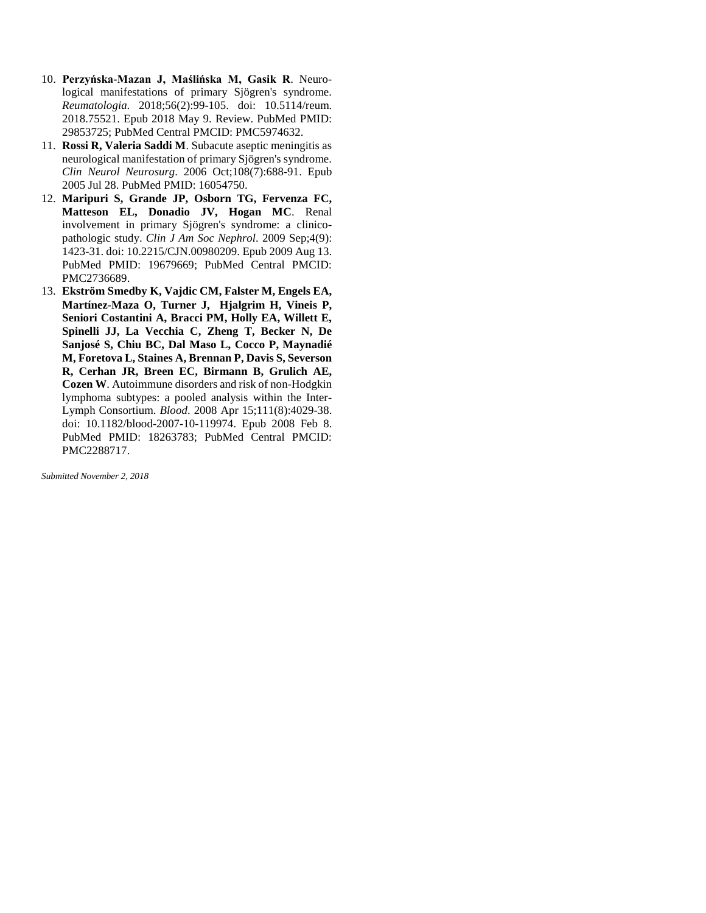10. **Perzyńska-Mazan J, Maślińska M, Gasik R**. Neurological manifestations of primary Sjögren's syndrome. *Reumatologia*. 2018;56(2):99-105. doi: 10.5114/reum.2018.75521. Epub 2018 May 9. Review. PubMed PMID: 29853725; PubMed Central PMCID: PMC5974632.
11. **Rossi R, Valeria Saddi M**. Subacute aseptic meningitis as neurological manifestation of primary Sjögren's syndrome. *Clin Neurol Neurosurg*. 2006 Oct;108(7):688-91. Epub 2005 Jul 28. PubMed PMID: 16054750.
12. **Maripuri S, Grande JP, Osborn TG, Fervenza FC, Matteson EL, Donadio JV, Hogan MC**. Renal involvement in primary Sjögren's syndrome: a clinicopathologic study. *Clin J Am Soc Nephrol*. 2009 Sep;4(9):1423-31. doi: 10.2215/CJN.00980209. Epub 2009 Aug 13. PubMed PMID: 19679669; PubMed Central PMCID: PMC2736689.
13. **Ekström Smedby K, Vajdic CM, Falster M, Engels EA, Martínez-Maza O, Turner J, Hjalgrim H, Vineis P, Seniori Costantini A, Bracci PM, Holly EA, Willett E, Spinelli JJ, La Vecchia C, Zheng T, Becker N, De Sanjosé S, Chiu BC, Dal Maso L, Cocco P, Maynadié M, Foretova L, Staines A, Brennan P, Davis S, Severson R, Cerhan JR, Breen EC, Birmann B, Grulich AE, Cozen W**. Autoimmune disorders and risk of non-Hodgkin lymphoma subtypes: a pooled analysis within the InterLymph Consortium. *Blood*. 2008 Apr 15;111(8):4029-38. doi: 10.1182/blood-2007-10-119974. Epub 2008 Feb 8. PubMed PMID: 18263783; PubMed Central PMCID: PMC2288717.

*Submitted November 2, 2018*